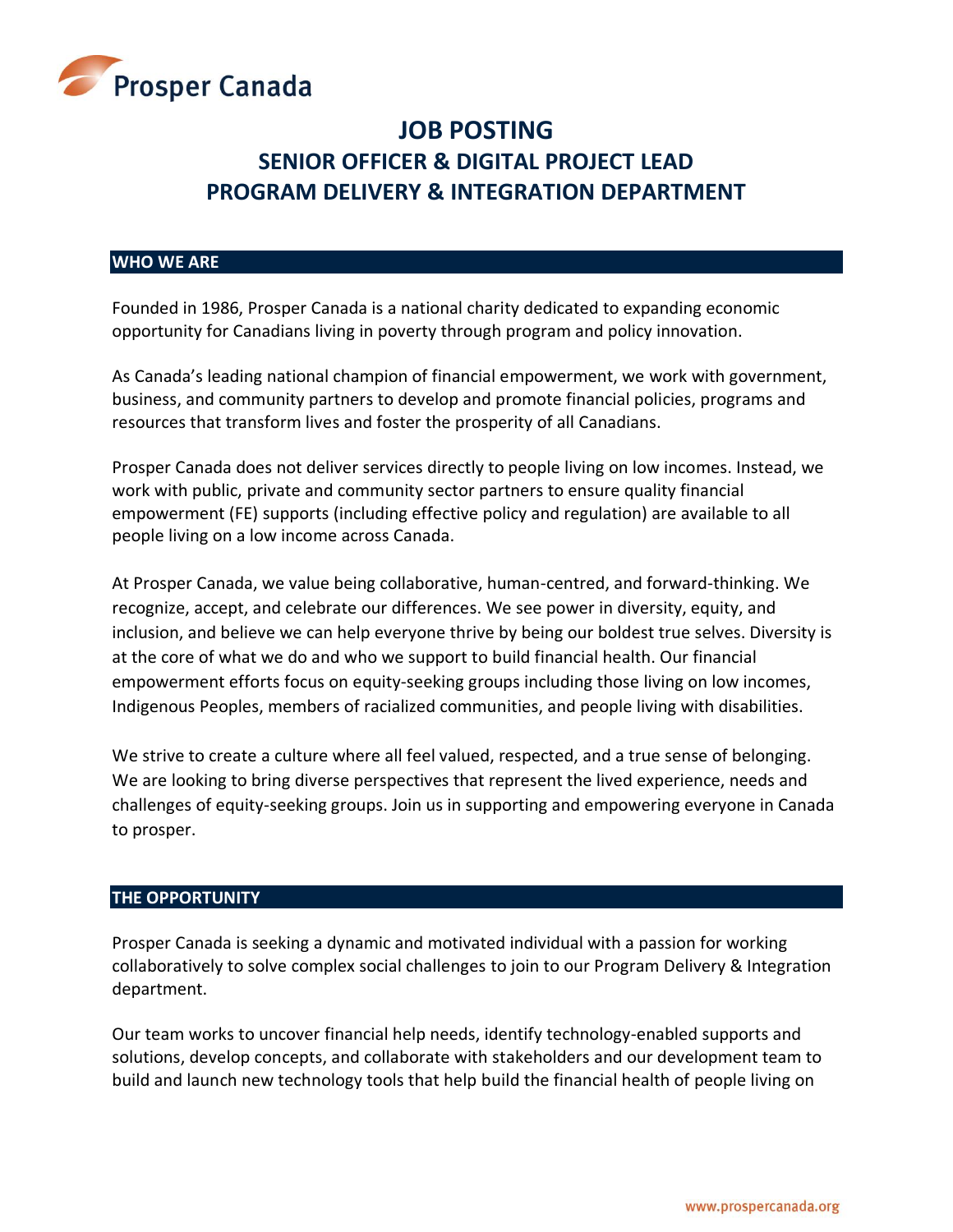Prosper Canada

# JOB POSTING
## SENIOR OFFICER & DIGITAL PROJECT LEAD
## PROGRAM DELIVERY & INTEGRATION DEPARTMENT

### WHO WE ARE

Founded in 1986, Prosper Canada is a national charity dedicated to expanding economic opportunity for Canadians living in poverty through program and policy innovation.

As Canada's leading national champion of financial empowerment, we work with government, business, and community partners to develop and promote financial policies, programs and resources that transform lives and foster the prosperity of all Canadians.

Prosper Canada does not deliver services directly to people living on low incomes. Instead, we work with public, private and community sector partners to ensure quality financial empowerment (FE) supports (including effective policy and regulation) are available to all people living on a low income across Canada.

At Prosper Canada, we value being collaborative, human-centred, and forward-thinking. We recognize, accept, and celebrate our differences. We see power in diversity, equity, and inclusion, and believe we can help everyone thrive by being our boldest true selves. Diversity is at the core of what we do and who we support to build financial health. Our financial empowerment efforts focus on equity-seeking groups including those living on low incomes, Indigenous Peoples, members of racialized communities, and people living with disabilities.

We strive to create a culture where all feel valued, respected, and a true sense of belonging. We are looking to bring diverse perspectives that represent the lived experience, needs and challenges of equity-seeking groups. Join us in supporting and empowering everyone in Canada to prosper.

### THE OPPORTUNITY

Prosper Canada is seeking a dynamic and motivated individual with a passion for working collaboratively to solve complex social challenges to join to our Program Delivery & Integration department.

Our team works to uncover financial help needs, identify technology-enabled supports and solutions, develop concepts, and collaborate with stakeholders and our development team to build and launch new technology tools that help build the financial health of people living on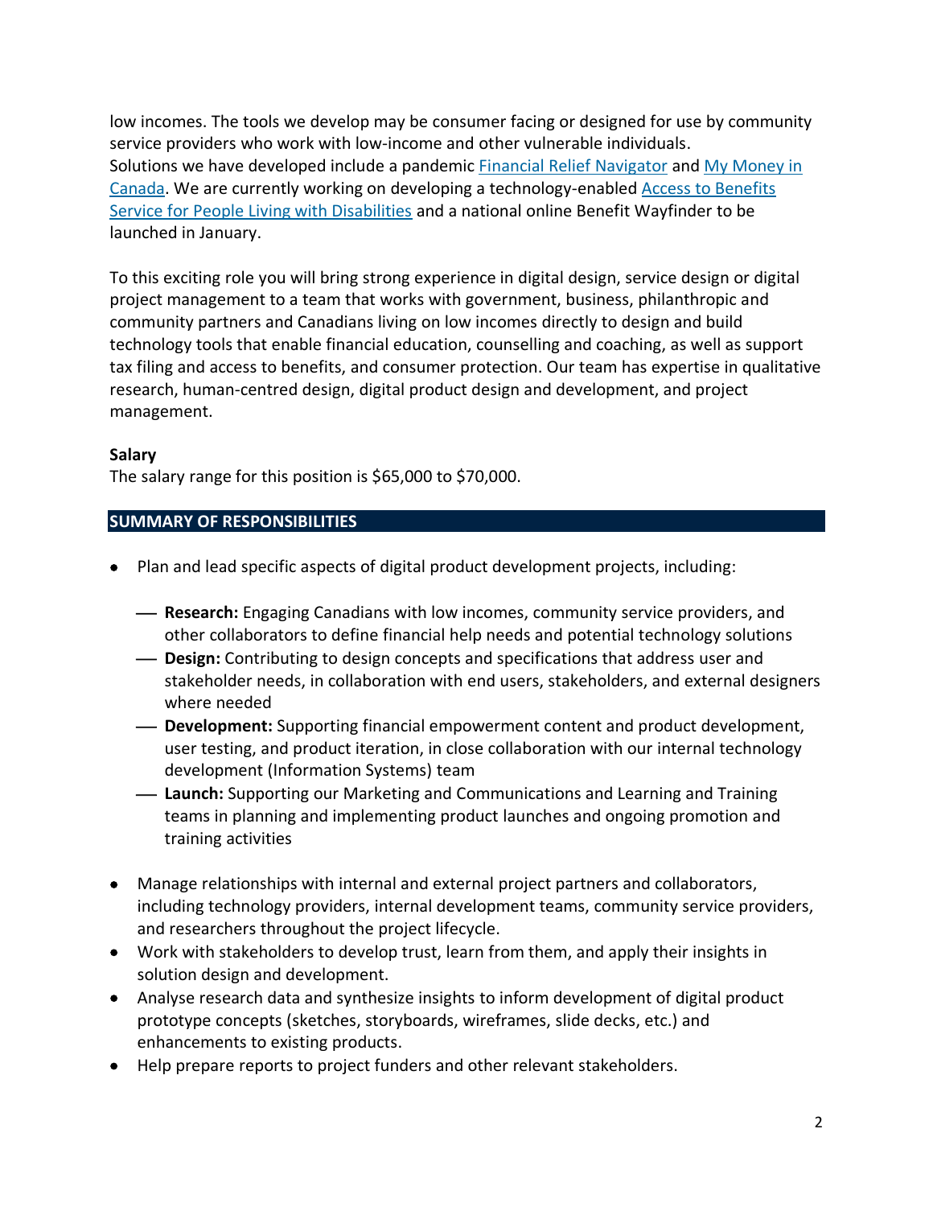low incomes. The tools we develop may be consumer facing or designed for use by community service providers who work with low-income and other vulnerable individuals. Solutions we have developed include a pandemic Financial Relief Navigator and My Money in Canada. We are currently working on developing a technology-enabled Access to Benefits Service for People Living with Disabilities and a national online Benefit Wayfinder to be launched in January.

To this exciting role you will bring strong experience in digital design, service design or digital project management to a team that works with government, business, philanthropic and community partners and Canadians living on low incomes directly to design and build technology tools that enable financial education, counselling and coaching, as well as support tax filing and access to benefits, and consumer protection. Our team has expertise in qualitative research, human-centred design, digital product design and development, and project management.

**Salary**
The salary range for this position is $65,000 to $70,000.

## SUMMARY OF RESPONSIBILITIES

- Plan and lead specific aspects of digital product development projects, including:
  - **Research:** Engaging Canadians with low incomes, community service providers, and other collaborators to define financial help needs and potential technology solutions
  - **Design:** Contributing to design concepts and specifications that address user and stakeholder needs, in collaboration with end users, stakeholders, and external designers where needed
  - **Development:** Supporting financial empowerment content and product development, user testing, and product iteration, in close collaboration with our internal technology development (Information Systems) team
  - **Launch:** Supporting our Marketing and Communications and Learning and Training teams in planning and implementing product launches and ongoing promotion and training activities
- Manage relationships with internal and external project partners and collaborators, including technology providers, internal development teams, community service providers, and researchers throughout the project lifecycle.
- Work with stakeholders to develop trust, learn from them, and apply their insights in solution design and development.
- Analyse research data and synthesize insights to inform development of digital product prototype concepts (sketches, storyboards, wireframes, slide decks, etc.) and enhancements to existing products.
- Help prepare reports to project funders and other relevant stakeholders.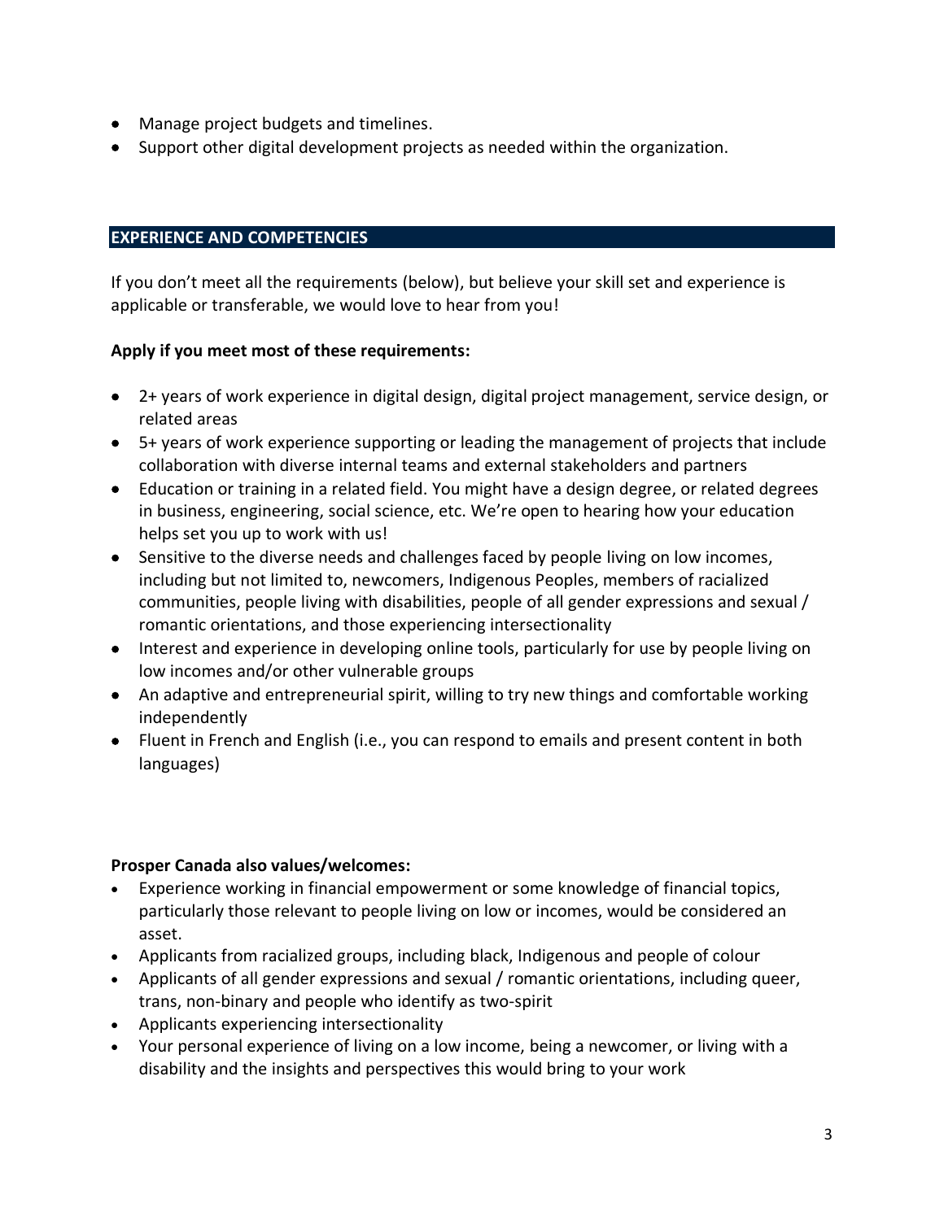- Manage project budgets and timelines.
- Support other digital development projects as needed within the organization.

## EXPERIENCE AND COMPETENCIES

If you don't meet all the requirements (below), but believe your skill set and experience is applicable or transferable, we would love to hear from you!

**Apply if you meet most of these requirements:**

- 2+ years of work experience in digital design, digital project management, service design, or related areas
- 5+ years of work experience supporting or leading the management of projects that include collaboration with diverse internal teams and external stakeholders and partners
- Education or training in a related field. You might have a design degree, or related degrees in business, engineering, social science, etc. We're open to hearing how your education helps set you up to work with us!
- Sensitive to the diverse needs and challenges faced by people living on low incomes, including but not limited to, newcomers, Indigenous Peoples, members of racialized communities, people living with disabilities, people of all gender expressions and sexual / romantic orientations, and those experiencing intersectionality
- Interest and experience in developing online tools, particularly for use by people living on low incomes and/or other vulnerable groups
- An adaptive and entrepreneurial spirit, willing to try new things and comfortable working independently
- Fluent in French and English (i.e., you can respond to emails and present content in both languages)

**Prosper Canada also values/welcomes:**

- Experience working in financial empowerment or some knowledge of financial topics, particularly those relevant to people living on low or incomes, would be considered an asset.
- Applicants from racialized groups, including black, Indigenous and people of colour
- Applicants of all gender expressions and sexual / romantic orientations, including queer, trans, non-binary and people who identify as two-spirit
- Applicants experiencing intersectionality
- Your personal experience of living on a low income, being a newcomer, or living with a disability and the insights and perspectives this would bring to your work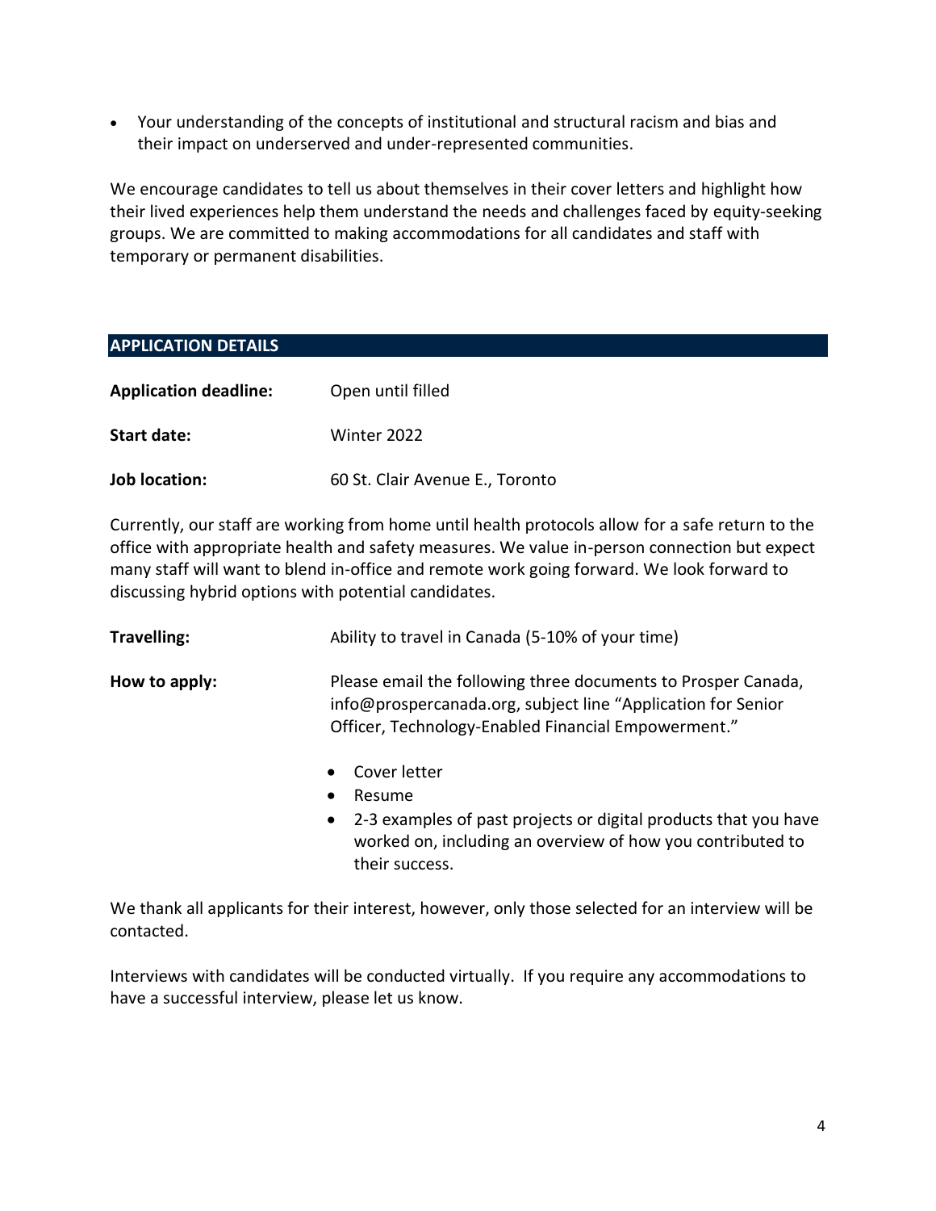- Your understanding of the concepts of institutional and structural racism and bias and their impact on underserved and under-represented communities.

We encourage candidates to tell us about themselves in their cover letters and highlight how their lived experiences help them understand the needs and challenges faced by equity-seeking groups. We are committed to making accommodations for all candidates and staff with temporary or permanent disabilities.

## APPLICATION DETAILS

**Application deadline:** Open until filled

**Start date:** Winter 2022

**Job location:** 60 St. Clair Avenue E., Toronto

Currently, our staff are working from home until health protocols allow for a safe return to the office with appropriate health and safety measures. We value in-person connection but expect many staff will want to blend in-office and remote work going forward. We look forward to discussing hybrid options with potential candidates.

**Travelling:** Ability to travel in Canada (5-10% of your time)

**How to apply:** Please email the following three documents to Prosper Canada, info@prospercanada.org, subject line "Application for Senior Officer, Technology-Enabled Financial Empowerment."

- Cover letter
- Resume
- 2-3 examples of past projects or digital products that you have worked on, including an overview of how you contributed to their success.

We thank all applicants for their interest, however, only those selected for an interview will be contacted.

Interviews with candidates will be conducted virtually. If you require any accommodations to have a successful interview, please let us know.